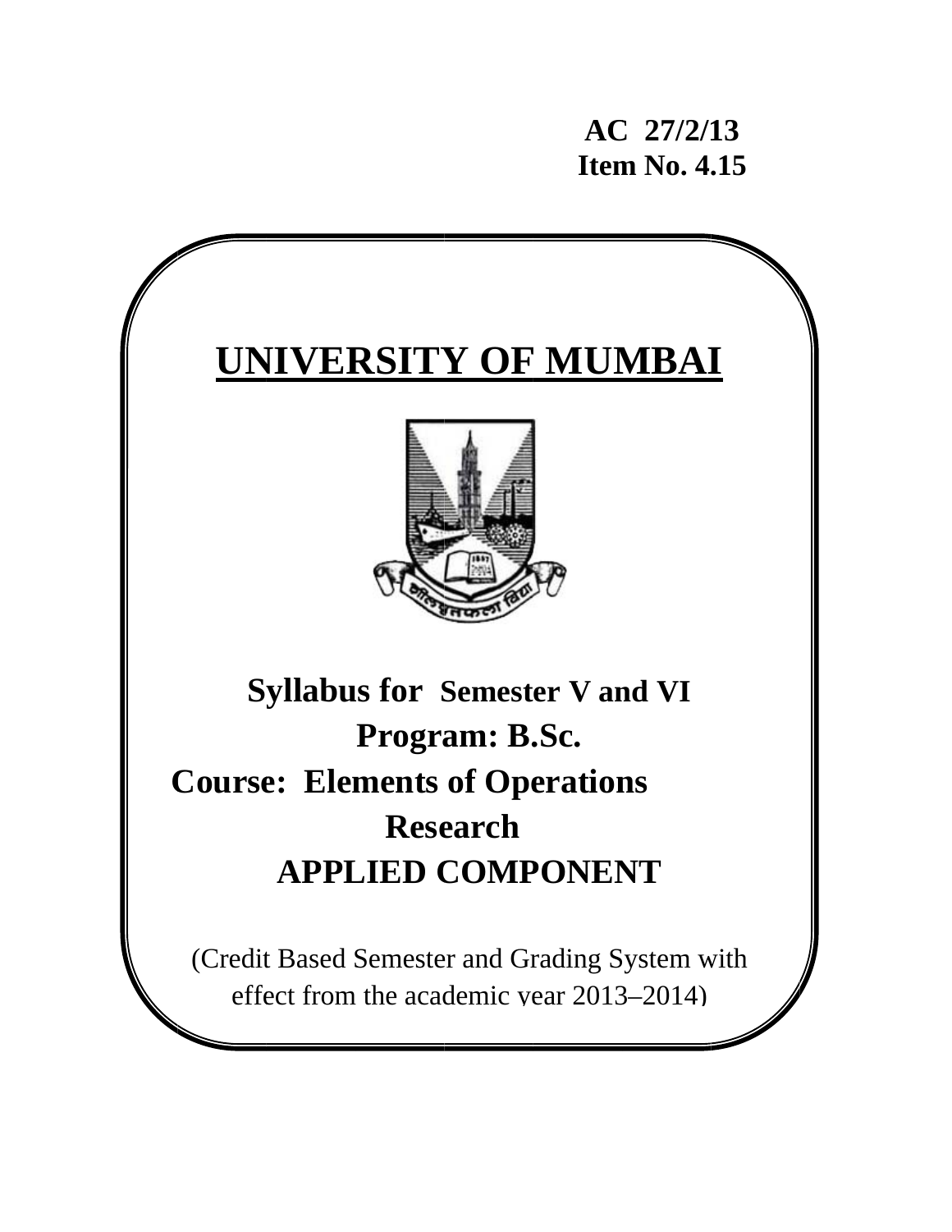**AC 27/2/13**
**Item No. 4.15**

# UNIVERSITY OF MUMBAI

## Syllabus for Semester V and VI

## Program: B.Sc.

## Course: Elements of Operations Research

## APPLIED COMPONENT

(Credit Based Semester and Grading System with effect from the academic year 2013–2014)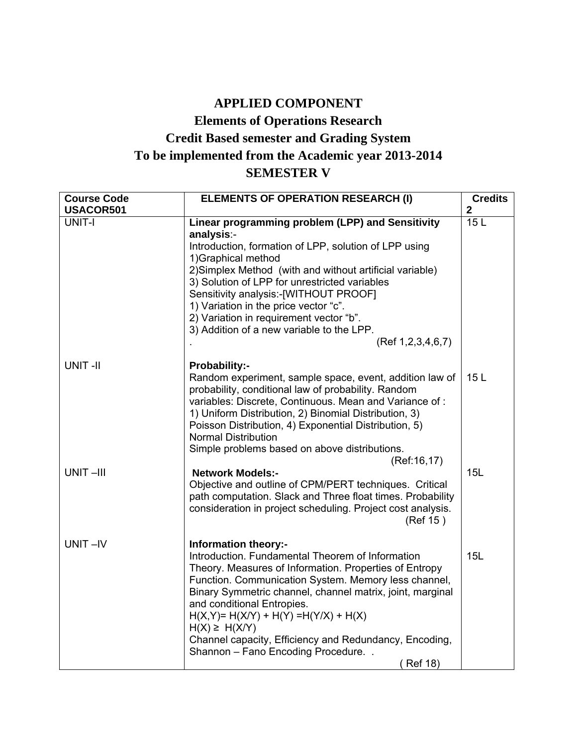# APPLIED COMPONENT

## Elements of Operations Research

## Credit Based semester and Grading System

## To be implemented from the Academic year 2013-2014

## SEMESTER V

| **Course Code USACOR501** | **ELEMENTS OF OPERATION RESEARCH (I)** | **Credits 2** |
|---|---|---|
| UNIT-I | **Linear programming problem (LPP) and Sensitivity analysis**:-<br>Introduction, formation of LPP, solution of LPP using<br>1)Graphical method<br>2)Simplex Method (with and without artificial variable)<br>3) Solution of LPP for unrestricted variables<br>Sensitivity analysis:-[WITHOUT PROOF]<br>1) Variation in the price vector "c".<br>2) Variation in requirement vector "b".<br>3) Addition of a new variable to the LPP.<br>. (Ref 1,2,3,4,6,7) | 15 L |
| UNIT -II | **Probability:-**<br>Random experiment, sample space, event, addition law of probability, conditional law of probability. Random variables: Discrete, Continuous. Mean and Variance of : 1) Uniform Distribution, 2) Binomial Distribution, 3) Poisson Distribution, 4) Exponential Distribution, 5) Normal Distribution<br>Simple problems based on above distributions.<br>(Ref:16,17) | 15 L |
| UNIT –III | **Network Models:-**<br>Objective and outline of CPM/PERT techniques. Critical path computation. Slack and Three float times. Probability consideration in project scheduling. Project cost analysis.<br>(Ref 15 ) | 15L |
| UNIT –IV | **Information theory:-**<br>Introduction. Fundamental Theorem of Information Theory. Measures of Information. Properties of Entropy Function. Communication System. Memory less channel, Binary Symmetric channel, channel matrix, joint, marginal and conditional Entropies.<br>$H(X,Y)= H(X/Y) + H(Y) =H(Y/X) + H(X)$<br>$H(X) \geq H(X/Y)$<br>Channel capacity, Efficiency and Redundancy, Encoding, Shannon – Fano Encoding Procedure. .<br>( Ref 18) | 15L |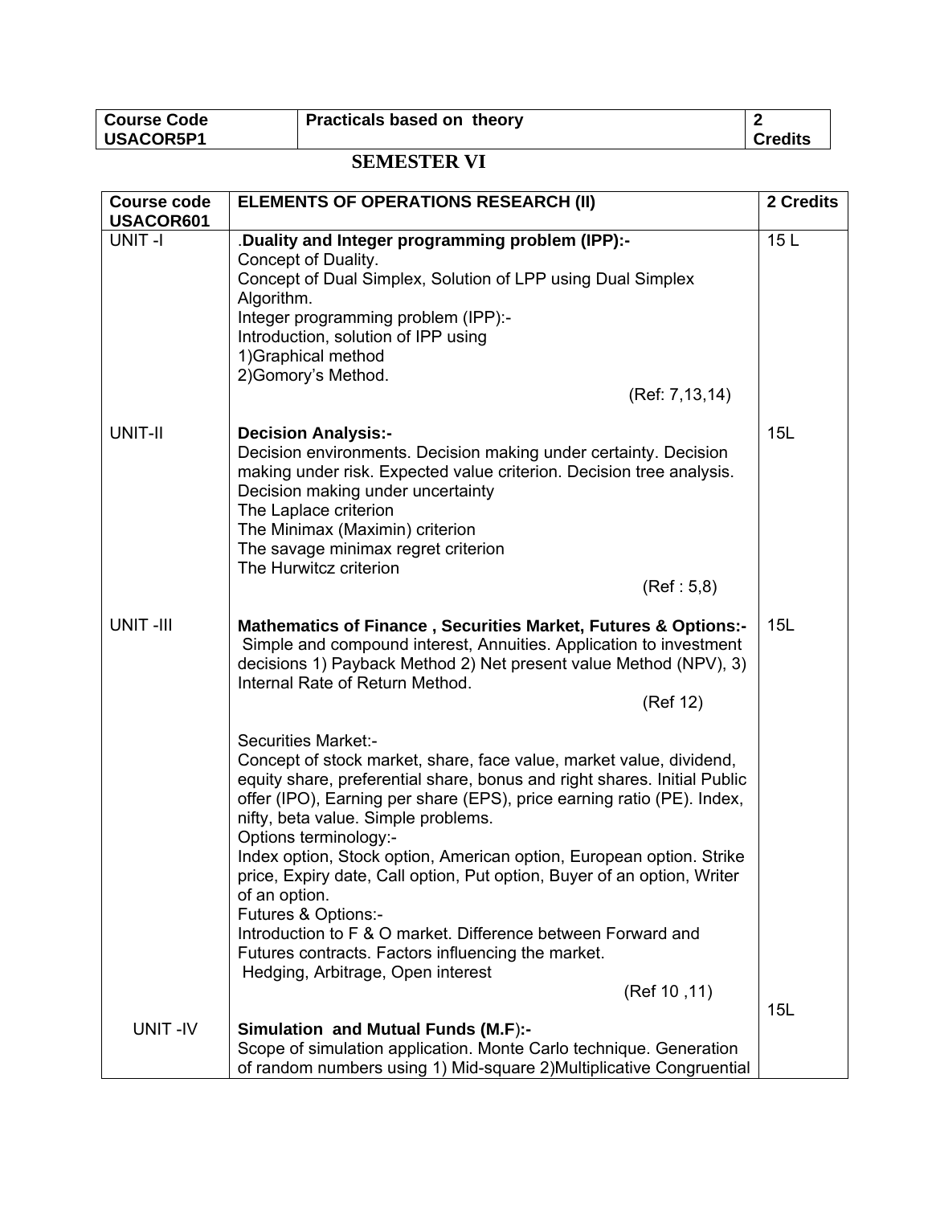| Course Code USACOR5P1 | Practicals based on theory | 2 Credits |
|---|---|---|

## SEMESTER VI

| Course code USACOR601 | ELEMENTS OF OPERATIONS RESEARCH (II) | 2 Credits |
|---|---|---|
| UNIT -I | .**Duality and Integer programming problem (IPP):-**<br>Concept of Duality.<br>Concept of Dual Simplex, Solution of LPP using Dual Simplex Algorithm.<br>Integer programming problem (IPP):-<br>Introduction, solution of IPP using<br>1)Graphical method<br>2)Gomory's Method.<br>(Ref: 7,13,14) | 15 L |
| UNIT-II | **Decision Analysis:-**<br>Decision environments. Decision making under certainty. Decision making under risk. Expected value criterion. Decision tree analysis.<br>Decision making under uncertainty<br>The Laplace criterion<br>The Minimax (Maximin) criterion<br>The savage minimax regret criterion<br>The Hurwitcz criterion<br>(Ref : 5,8) | 15L |
| UNIT -III | **Mathematics of Finance , Securities Market, Futures & Options:-**<br>Simple and compound interest, Annuities. Application to investment decisions 1) Payback Method 2) Net present value Method (NPV), 3) Internal Rate of Return Method.<br>(Ref 12)<br><br>Securities Market:-<br>Concept of stock market, share, face value, market value, dividend, equity share, preferential share, bonus and right shares. Initial Public offer (IPO), Earning per share (EPS), price earning ratio (PE). Index, nifty, beta value. Simple problems.<br>Options terminology:-<br>Index option, Stock option, American option, European option. Strike price, Expiry date, Call option, Put option, Buyer of an option, Writer of an option.<br>Futures & Options:-<br>Introduction to F & O market. Difference between Forward and Futures contracts. Factors influencing the market.<br>Hedging, Arbitrage, Open interest<br>(Ref 10 ,11) | 15L |
| UNIT -IV | **Simulation and Mutual Funds (M.F):-**<br>Scope of simulation application. Monte Carlo technique. Generation of random numbers using 1) Mid-square 2)Multiplicative Congruential | 15L |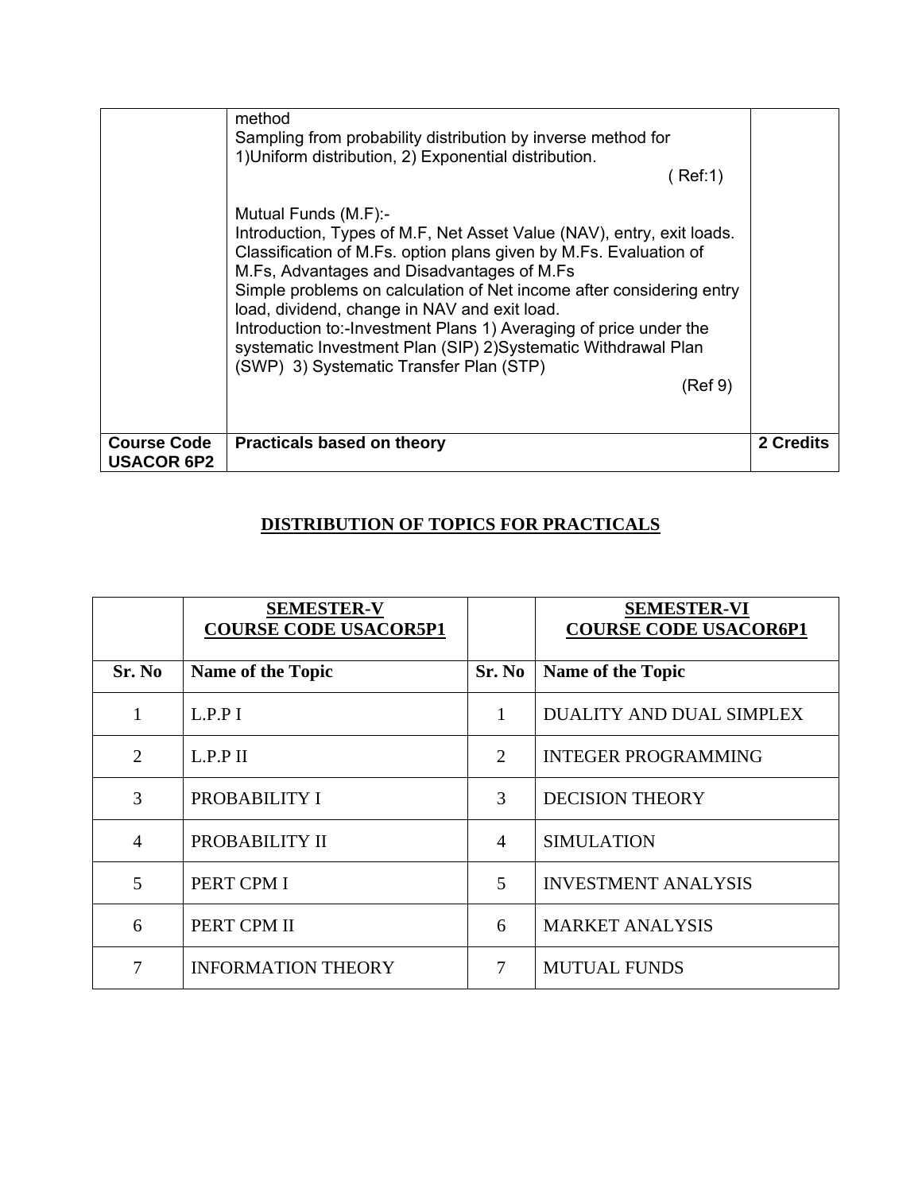| | | |
|---|---|---|
| | method<br>Sampling from probability distribution by inverse method for 1)Uniform distribution, 2) Exponential distribution.<br>( Ref:1)<br><br>Mutual Funds (M.F):-<br>Introduction, Types of M.F, Net Asset Value (NAV), entry, exit loads. Classification of M.Fs. option plans given by M.Fs. Evaluation of M.Fs, Advantages and Disadvantages of M.Fs<br>Simple problems on calculation of Net income after considering entry load, dividend, change in NAV and exit load.<br>Introduction to:-Investment Plans 1) Averaging of price under the systematic Investment Plan (SIP) 2)Systematic Withdrawal Plan (SWP) 3) Systematic Transfer Plan (STP)<br>(Ref 9) | |
| **Course Code USACOR 6P2** | **Practicals based on theory** | **2 Credits** |

## DISTRIBUTION OF TOPICS FOR PRACTICALS

| | **SEMESTER-V COURSE CODE USACOR5P1** | | **SEMESTER-VI COURSE CODE USACOR6P1** |
|---|---|---|---|
| **Sr. No** | **Name of the Topic** | **Sr. No** | **Name of the Topic** |
| 1 | L.P.P I | 1 | DUALITY AND DUAL SIMPLEX |
| 2 | L.P.P II | 2 | INTEGER PROGRAMMING |
| 3 | PROBABILITY I | 3 | DECISION THEORY |
| 4 | PROBABILITY II | 4 | SIMULATION |
| 5 | PERT CPM I | 5 | INVESTMENT ANALYSIS |
| 6 | PERT CPM II | 6 | MARKET ANALYSIS |
| 7 | INFORMATION THEORY | 7 | MUTUAL FUNDS |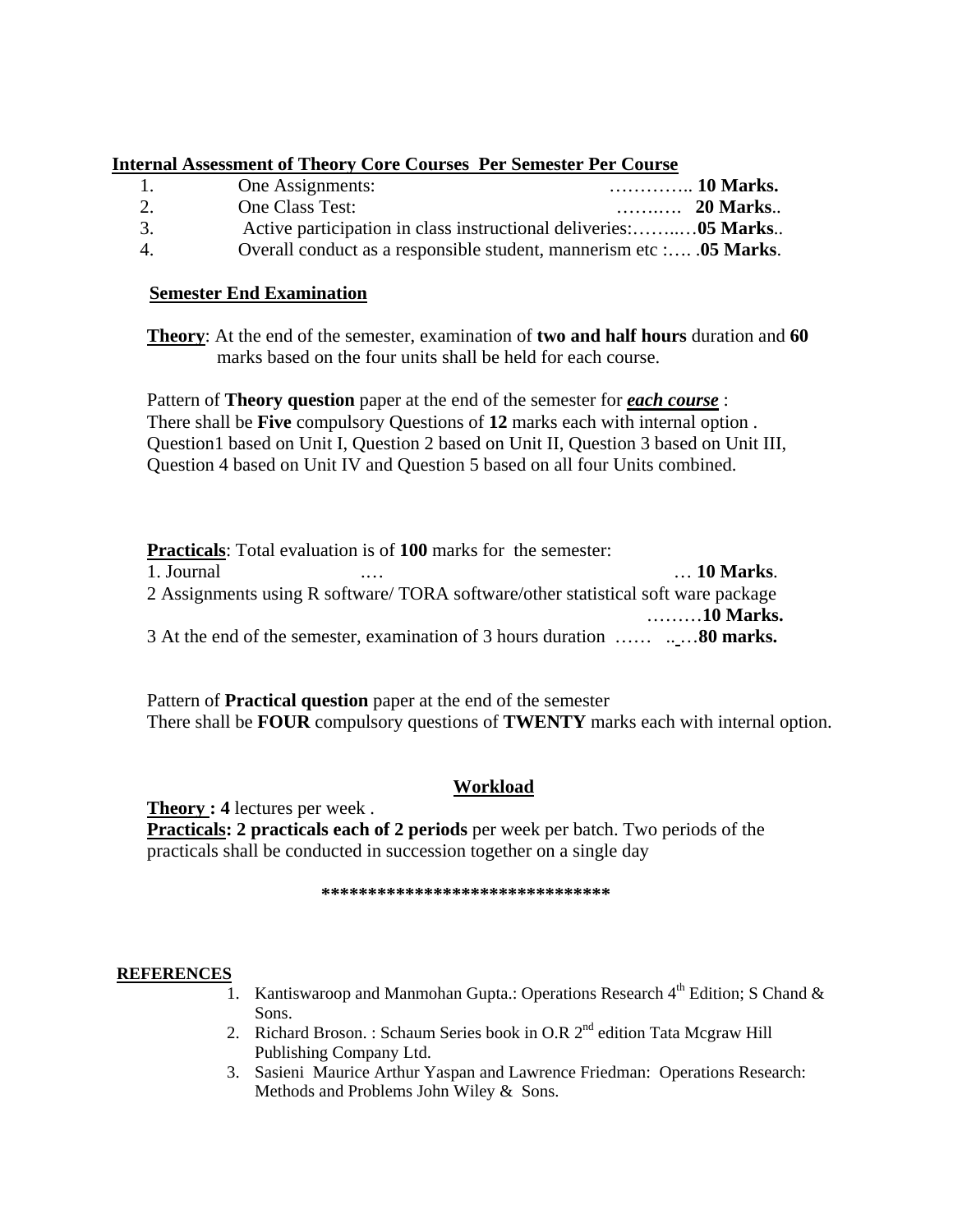**Internal Assessment of Theory Core Courses Per Semester Per Course**

1. One Assignments: ………….. **10 Marks.**
2. One Class Test: ……..…. **20 Marks**..
3. Active participation in class instructional deliveries:……..…**05 Marks**..
4. Overall conduct as a responsible student, mannerism etc :…. .**05 Marks**.

**Semester End Examination**

**Theory**: At the end of the semester, examination of **two and half hours** duration and **60** marks based on the four units shall be held for each course.

Pattern of **Theory question** paper at the end of the semester for ***each course*** :
There shall be **Five** compulsory Questions of **12** marks each with internal option .
Question1 based on Unit I, Question 2 based on Unit II, Question 3 based on Unit III, Question 4 based on Unit IV and Question 5 based on all four Units combined.

**Practicals**: Total evaluation is of **100** marks for the semester:
1. Journal .… … **10 Marks**.
2 Assignments using R software/ TORA software/other statistical soft ware package ………**10 Marks.**
3 At the end of the semester, examination of 3 hours duration …… .. …**80 marks.**

Pattern of **Practical question** paper at the end of the semester
There shall be **FOUR** compulsory questions of **TWENTY** marks each with internal option.

**Workload**

**Theory : 4** lectures per week .
**Practicals: 2 practicals each of 2 periods** per week per batch. Two periods of the practicals shall be conducted in succession together on a single day

*******************************

**REFERENCES**

1. Kantiswaroop and Manmohan Gupta.: Operations Research 4th Edition; S Chand & Sons.
2. Richard Broson. : Schaum Series book in O.R 2nd edition Tata Mcgraw Hill Publishing Company Ltd.
3. Sasieni Maurice Arthur Yaspan and Lawrence Friedman: Operations Research: Methods and Problems John Wiley & Sons.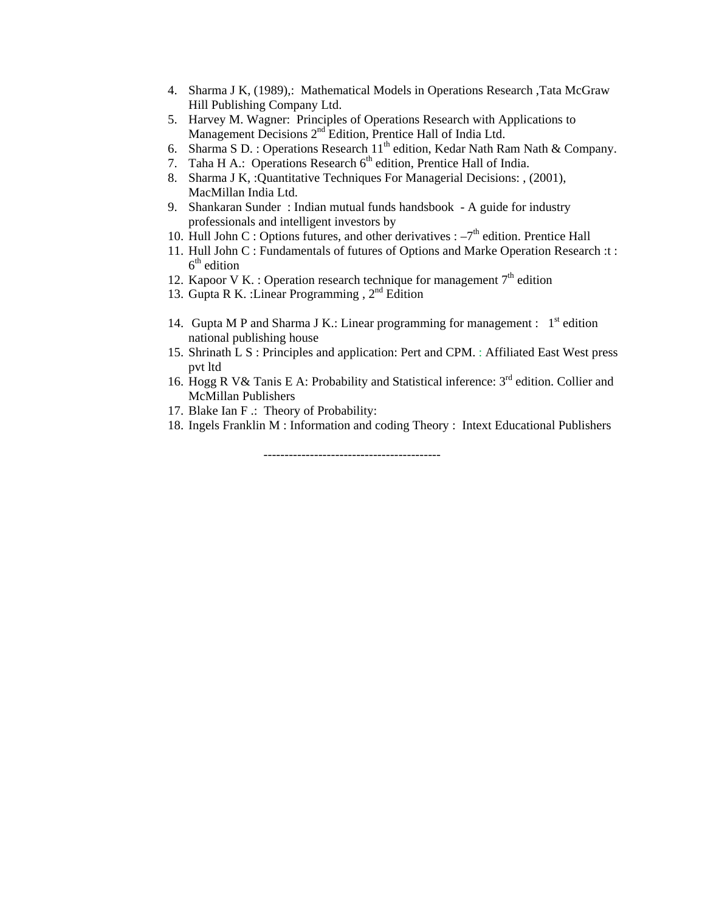4. Sharma J K, (1989),: Mathematical Models in Operations Research ,Tata McGraw Hill Publishing Company Ltd.
5. Harvey M. Wagner: Principles of Operations Research with Applications to Management Decisions 2nd Edition, Prentice Hall of India Ltd.
6. Sharma S D. : Operations Research 11th edition, Kedar Nath Ram Nath & Company.
7. Taha H A.: Operations Research 6th edition, Prentice Hall of India.
8. Sharma J K, :Quantitative Techniques For Managerial Decisions: , (2001), MacMillan India Ltd.
9. Shankaran Sunder : Indian mutual funds handsbook - A guide for industry professionals and intelligent investors by
10. Hull John C : Options futures, and other derivatives : –7th edition. Prentice Hall
11. Hull John C : Fundamentals of futures of Options and Marke Operation Research :t : 6th edition
12. Kapoor V K. : Operation research technique for management 7th edition
13. Gupta R K. :Linear Programming , 2nd Edition
14. Gupta M P and Sharma J K.: Linear programming for management : 1st edition national publishing house
15. Shrinath L S : Principles and application: Pert and CPM. : Affiliated East West press pvt ltd
16. Hogg R V& Tanis E A: Probability and Statistical inference: 3rd edition. Collier and McMillan Publishers
17. Blake Ian F .: Theory of Probability:
18. Ingels Franklin M : Information and coding Theory : Intext Educational Publishers

------------------------------------------